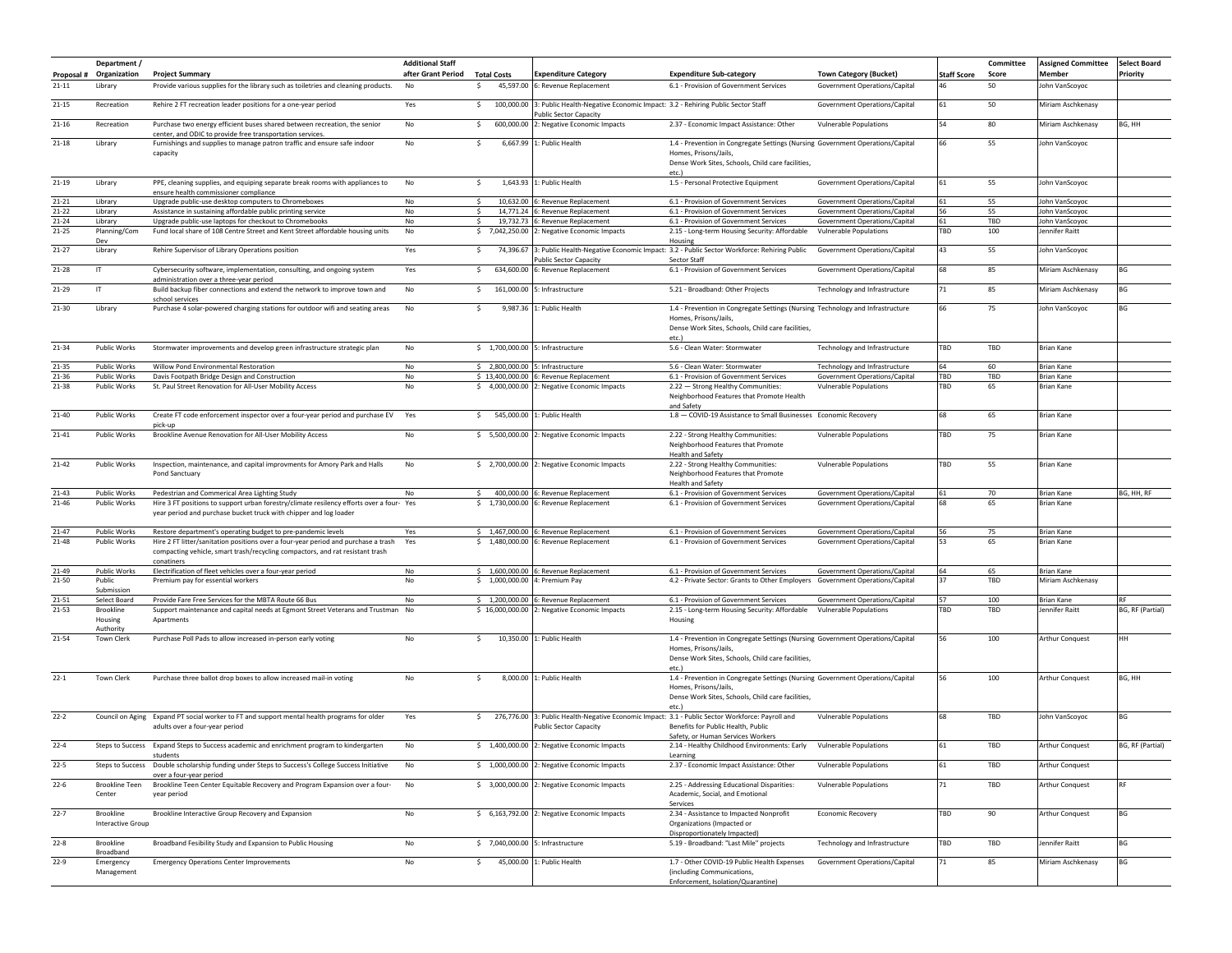| Proposal # | Department / Organization | Project Summary | Additional Staff after Grant Period | Total Costs | Expenditure Category | Expenditure Sub-category | Town Category (Bucket) | Staff Score | Committee Score | Assigned Committee Member | Select Board Priority |
|---|---|---|---|---|---|---|---|---|---|---|---|
| 21-11 | Library | Provide various supplies for the library such as toiletries and cleaning products. | No | $ 45,597.00 | 6: Revenue Replacement | 6.1 - Provision of Government Services | Government Operations/Capital | 46 | 50 | John VanScoyoc | |
| 21-15 | Recreation | Rehire 2 FT recreation leader positions for a one-year period | Yes | $ 100,000.00 | 3: Public Health-Negative Economic Impact: Public Sector Capacity | 3.2 - Rehiring Public Sector Staff | Government Operations/Capital | 61 | 50 | Miriam Aschkenasy | |
| 21-16 | Recreation | Purchase two energy efficient buses shared between recreation, the senior center, and ODIC to provide free transportation services. | No | $ 600,000.00 | 2: Negative Economic Impacts | 2.37 - Economic Impact Assistance: Other | Vulnerable Populations | 54 | 80 | Miriam Aschkenasy | BG, HH |
| 21-18 | Library | Furnishings and supplies to manage patron traffic and ensure safe indoor capacity | No | $ 6,667.99 | 1: Public Health | 1.4 - Prevention in Congregate Settings (Nursing Homes, Prisons/Jails, Dense Work Sites, Schools, Child care facilities, etc.) | Government Operations/Capital | 66 | 55 | John VanScoyoc | |
| 21-19 | Library | PPE, cleaning supplies, and equiping separate break rooms with appliances to ensure health commissioner compliance | No | $ 1,643.93 | 1: Public Health | 1.5 - Personal Protective Equipment | Government Operations/Capital | 61 | 55 | John VanScoyoc | |
| 21-21 | Library | Upgrade public-use desktop computers to Chromeboxes | No | $ 10,632.00 | 6: Revenue Replacement | 6.1 - Provision of Government Services | Government Operations/Capital | 61 | 55 | John VanScoyoc | |
| 21-22 | Library | Assistance in sustaining affordable public printing service | No | $ 14,771.24 | 6: Revenue Replacement | 6.1 - Provision of Government Services | Government Operations/Capital | 56 | 55 | John VanScoyoc | |
| 21-24 | Library | Upgrade public-use laptops for checkout to Chromebooks | No | $ 19,732.73 | 6: Revenue Replacement | 6.1 - Provision of Government Services | Government Operations/Capital | 61 | TBD | John VanScoyoc | |
| 21-25 | Planning/Com Dev | Fund local share of 108 Centre Street and Kent Street affordable housing units | No | $ 7,042,250.00 | 2: Negative Economic Impacts | 2.15 - Long-term Housing Security: Affordable Housing | Vulnerable Populations | TBD | 100 | Jennifer Raitt | |
| 21-27 | Library | Rehire Supervisor of Library Operations position | Yes | $ 74,396.67 | 3: Public Health-Negative Economic Impact: Public Sector Capacity | 3.2 - Public Sector Workforce: Rehiring Public Sector Staff | Government Operations/Capital | 43 | 55 | John VanScoyoc | |
| 21-28 | IT | Cybersecurity software, implementation, consulting, and ongoing system administration over a three-year period | Yes | $ 634,600.00 | 6: Revenue Replacement | 6.1 - Provision of Government Services | Government Operations/Capital | 68 | 85 | Miriam Aschkenasy | BG |
| 21-29 | IT | Build backup fiber connections and extend the network to improve town and school services | No | $ 161,000.00 | 5: Infrastructure | 5.21 - Broadband: Other Projects | Technology and Infrastructure | 71 | 85 | Miriam Aschkenasy | BG |
| 21-30 | Library | Purchase 4 solar-powered charging stations for outdoor wifi and seating areas | No | $ 9,987.36 | 1: Public Health | 1.4 - Prevention in Congregate Settings (Nursing Homes, Prisons/Jails, Dense Work Sites, Schools, Child care facilities, etc.) | Technology and Infrastructure | 66 | 75 | John VanScoyoc | BG |
| 21-34 | Public Works | Stormwater improvements and develop green infrastructure strategic plan | No | $ 1,700,000.00 | 5: Infrastructure | 5.6 - Clean Water: Stormwater | Technology and Infrastructure | TBD | TBD | Brian Kane | |
| 21-35 | Public Works | Willow Pond Environmental Restoration | No | $ 2,800,000.00 | 5: Infrastructure | 5.6 - Clean Water: Stormwater | Technology and Infrastructure | 64 | 60 | Brian Kane | |
| 21-36 | Public Works | Davis Footpath Bridge Design and Construction | No | $ 13,400,000.00 | 6: Revenue Replacement | 6.1 - Provision of Government Services | Government Operations/Capital | TBD | TBD | Brian Kane | |
| 21-38 | Public Works | St. Paul Street Renovation for All-User Mobility Access | No | $ 4,000,000.00 | 2: Negative Economic Impacts | 2.22 — Strong Healthy Communities: Neighborhood Features that Promote Health and Safety | Vulnerable Populations | TBD | 65 | Brian Kane | |
| 21-40 | Public Works | Create FT code enforcement inspector over a four-year period and purchase EV pick-up | Yes | $ 545,000.00 | 1: Public Health | 1.8 — COVID-19 Assistance to Small Businesses | Economic Recovery | 68 | 65 | Brian Kane | |
| 21-41 | Public Works | Brookline Avenue Renovation for All-User Mobility Access | No | $ 5,500,000.00 | 2: Negative Economic Impacts | 2.22 - Strong Healthy Communities: Neighborhood Features that Promote Health and Safety | Vulnerable Populations | TBD | 75 | Brian Kane | |
| 21-42 | Public Works | Inspection, maintenance, and capital improvments for Amory Park and Halls Pond Sanctuary | No | $ 2,700,000.00 | 2: Negative Economic Impacts | 2.22 - Strong Healthy Communities: Neighborhood Features that Promote Health and Safety | Vulnerable Populations | TBD | 55 | Brian Kane | |
| 21-43 | Public Works | Pedestrian and Commerical Area Lighting Study | No | $ 400,000.00 | 6: Revenue Replacement | 6.1 - Provision of Government Services | Government Operations/Capital | 61 | 70 | Brian Kane | BG, HH, RF |
| 21-46 | Public Works | Hire 3 FT positions to support urban forestry/climate resilency efforts over a four-year period and purchase bucket truck with chipper and log loader | Yes | $ 1,730,000.00 | 6: Revenue Replacement | 6.1 - Provision of Government Services | Government Operations/Capital | 68 | 65 | Brian Kane | |
| 21-47 | Public Works | Restore department's operating budget to pre-pandemic levels | Yes | $ 1,467,000.00 | 6: Revenue Replacement | 6.1 - Provision of Government Services | Government Operations/Capital | 56 | 75 | Brian Kane | |
| 21-48 | Public Works | Hire 2 FT litter/sanitation positions over a four-year period and purchase a trash compacting vehicle, smart trash/recycling compactors, and rat resistant trash conatiners | Yes | $ 1,480,000.00 | 6: Revenue Replacement | 6.1 - Provision of Government Services | Government Operations/Capital | 53 | 65 | Brian Kane | |
| 21-49 | Public Works | Electrification of fleet vehicles over a four-year period | No | $ 1,600,000.00 | 6: Revenue Replacement | 6.1 - Provision of Government Services | Government Operations/Capital | 64 | 65 | Brian Kane | |
| 21-50 | Public Submission | Premium pay for essential workers | No | $ 1,000,000.00 | 4: Premium Pay | 4.2 - Private Sector: Grants to Other Employers | Government Operations/Capital | 37 | TBD | Miriam Aschkenasy | |
| 21-51 | Select Board | Provide Fare Free Services for the MBTA Route 66 Bus | No | $ 1,200,000.00 | 6: Revenue Replacement | 6.1 - Provision of Government Services | Government Operations/Capital | 57 | 100 | Brian Kane | RF |
| 21-53 | Brookline Housing Authority | Support maintenance and capital needs at Egmont Street Veterans and Trustman Apartments | No | $ 16,000,000.00 | 2: Negative Economic Impacts | 2.15 - Long-term Housing Security: Affordable Housing | Vulnerable Populations | TBD | TBD | Jennifer Raitt | BG, RF (Partial) |
| 21-54 | Town Clerk | Purchase Poll Pads to allow increased in-person early voting | No | $ 10,350.00 | 1: Public Health | 1.4 - Prevention in Congregate Settings (Nursing Homes, Prisons/Jails, Dense Work Sites, Schools, Child care facilities, etc.) | Government Operations/Capital | 56 | 100 | Arthur Conquest | HH |
| 22-1 | Town Clerk | Purchase three ballot drop boxes to allow increased mail-in voting | No | $ 8,000.00 | 1: Public Health | 1.4 - Prevention in Congregate Settings (Nursing Homes, Prisons/Jails, Dense Work Sites, Schools, Child care facilities, etc.) | Government Operations/Capital | 56 | 100 | Arthur Conquest | BG, HH |
| 22-2 | Council on Aging | Expand PT social worker to FT and support mental health programs for older adults over a four-year period | Yes | $ 276,776.00 | 3: Public Health-Negative Economic Impact: Public Sector Capacity | 3.1 - Public Sector Workforce: Payroll and Benefits for Public Health, Public Safety, or Human Services Workers | Vulnerable Populations | 68 | TBD | John VanScoyoc | BG |
| 22-4 | Steps to Success | Expand Steps to Success academic and enrichment program to kindergarten students | No | $ 1,400,000.00 | 2: Negative Economic Impacts | 2.14 - Healthy Childhood Environments: Early Learning | Vulnerable Populations | 61 | TBD | Arthur Conquest | BG, RF (Partial) |
| 22-5 | Steps to Success | Double scholarship funding under Steps to Success's College Success Initiative over a four-year period | No | $ 1,000,000.00 | 2: Negative Economic Impacts | 2.37 - Economic Impact Assistance: Other | Vulnerable Populations | 61 | TBD | Arthur Conquest | |
| 22-6 | Brookline Teen Center | Brookline Teen Center Equitable Recovery and Program Expansion over a four-year period | No | $ 3,000,000.00 | 2: Negative Economic Impacts | 2.25 - Addressing Educational Disparities: Academic, Social, and Emotional Services | Vulnerable Populations | 71 | TBD | Arthur Conquest | RF |
| 22-7 | Brookline Interactive Group | Brookline Interactive Group Recovery and Expansion | No | $ 6,163,792.00 | 2: Negative Economic Impacts | 2.34 - Assistance to Impacted Nonprofit Organizations (Impacted or Disproportionately Impacted) | Economic Recovery | TBD | 90 | Arthur Conquest | BG |
| 22-8 | Brookline Broadband | Broadband Fesibility Study and Expansion to Public Housing | No | $ 7,040,000.00 | 5: Infrastructure | 5.19 - Broadband: "Last Mile" projects | Technology and Infrastructure | TBD | TBD | Jennifer Raitt | BG |
| 22-9 | Emergency Management | Emergency Operations Center Improvements | No | $ 45,000.00 | 1: Public Health | 1.7 - Other COVID-19 Public Health Expenses (including Communications, Enforcement, Isolation/Quarantine) | Government Operations/Capital | 71 | 85 | Miriam Aschkenasy | BG |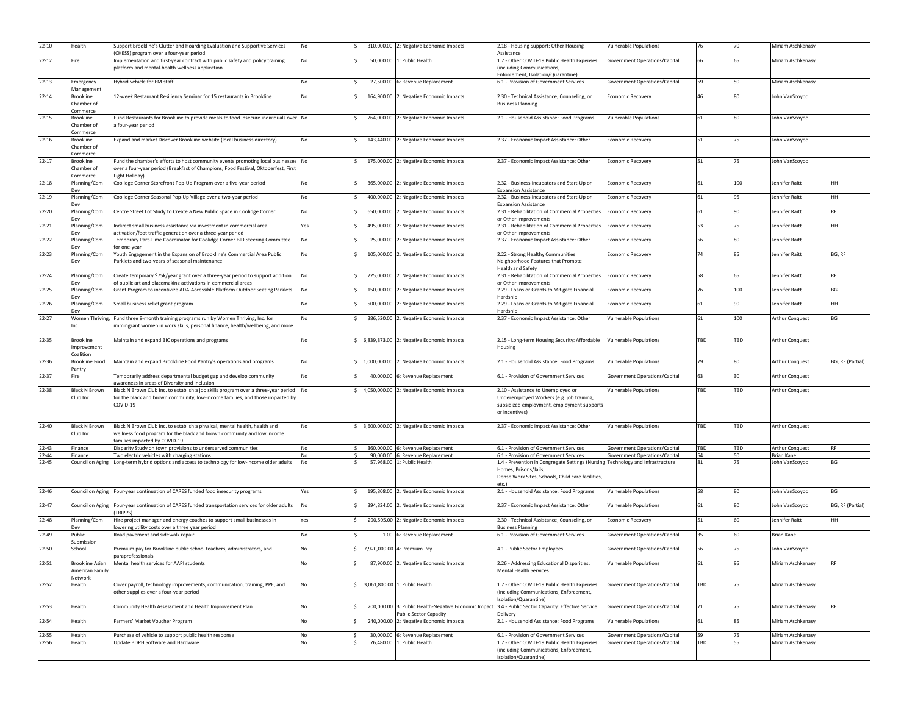| | | | | | | | | | | | |
|---|---|---|---|---|---|---|---|---|---|---|---|
| 22-10 | Health | Support Brookline's Clutter and Hoarding Evaluation and Supportive Services (CHESS) program over a four-year period | No | $ 310,000.00 | 2: Negative Economic Impacts | 2.18 - Housing Support: Other Housing Assistance | Vulnerable Populations | 76 | 70 | Miriam Aschkenasy | |
| 22-12 | Fire | Implementation and first-year contract with public safety and policy training platform and mental-health wellness application | No | $ 50,000.00 | 1: Public Health | 1.7 - Other COVID-19 Public Health Expenses (including Communications, Enforcement, Isolation/Quarantine) | Government Operations/Capital | 66 | 65 | Miriam Aschkenasy | |
| 22-13 | Emergency Management | Hybrid vehicle for EM staff | No | $ 27,500.00 | 6: Revenue Replacement | 6.1 - Provision of Government Services | Government Operations/Capital | 59 | 50 | Miriam Aschkenasy | |
| 22-14 | Brookline Chamber of Commerce | 12-week Restaurant Resiliency Seminar for 15 restaurants in Brookline | No | $ 164,900.00 | 2: Negative Economic Impacts | 2.30 - Technical Assistance, Counseling, or Business Planning | Economic Recovery | 46 | 80 | John VanScoyoc | |
| 22-15 | Brookline Chamber of Commerce | Fund Restaurants for Brookline to provide meals to food insecure individuals over a four-year period | No | $ 264,000.00 | 2: Negative Economic Impacts | 2.1 - Household Assistance: Food Programs | Vulnerable Populations | 61 | 80 | John VanScoyoc | |
| 22-16 | Brookline Chamber of Commerce | Expand and market Discover Brookline website (local business directory) | No | $ 143,440.00 | 2: Negative Economic Impacts | 2.37 - Economic Impact Assistance: Other | Economic Recovery | 51 | 75 | John VanScoyoc | |
| 22-17 | Brookline Chamber of Commerce | Fund the chamber's efforts to host community events promoting local businesses over a four-year period (Breakfast of Champions, Food Festival, Oktoberfest, First Light Holiday) | No | $ 175,000.00 | 2: Negative Economic Impacts | 2.37 - Economic Impact Assistance: Other | Economic Recovery | 51 | 75 | John VanScoyoc | |
| 22-18 | Planning/Com Dev | Coolidge Corner Storefront Pop-Up Program over a five-year period | No | $ 365,000.00 | 2: Negative Economic Impacts | 2.32 - Business Incubators and Start-Up or Expansion Assistance | Economic Recovery | 61 | 100 | Jennifer Raitt | HH |
| 22-19 | Planning/Com Dev | Coolidge Corner Seasonal Pop-Up Village over a two-year period | No | $ 400,000.00 | 2: Negative Economic Impacts | 2.32 - Business Incubators and Start-Up or Expansion Assistance | Economic Recovery | 61 | 95 | Jennifer Raitt | HH |
| 22-20 | Planning/Com Dev | Centre Street Lot Study to Create a New Public Space in Coolidge Corner | No | $ 650,000.00 | 2: Negative Economic Impacts | 2.31 - Rehabilitation of Commercial Properties or Other Improvements | Economic Recovery | 61 | 90 | Jennifer Raitt | RF |
| 22-21 | Planning/Com Dev | Indirect small business assistance via investment in commercial area activation/foot traffic generation over a three-year period | Yes | $ 495,000.00 | 2: Negative Economic Impacts | 2.31 - Rehabilitation of Commercial Properties or Other Improvements | Economic Recovery | 53 | 75 | Jennifer Raitt | HH |
| 22-22 | Planning/Com Dev | Temporary Part-Time Coordinator for Coolidge Corner BID Steering Committee for one-year | No | $ 25,000.00 | 2: Negative Economic Impacts | 2.37 - Economic Impact Assistance: Other | Economic Recovery | 56 | 80 | Jennifer Raitt | |
| 22-23 | Planning/Com Dev | Youth Engagement in the Expansion of Brookline's Commercial Area Public Parklets and two-years of seasonal maintenance | No | $ 105,000.00 | 2: Negative Economic Impacts | 2.22 - Strong Healthy Communities: Neighborhood Features that Promote Health and Safety | Economic Recovery | 74 | 85 | Jennifer Raitt | BG, RF |
| 22-24 | Planning/Com Dev | Create temporary $75k/year grant over a three-year period to support addition of public art and placemaking activations in commercial areas | No | $ 225,000.00 | 2: Negative Economic Impacts | 2.31 - Rehabilitation of Commercial Properties or Other Improvements | Economic Recovery | 58 | 65 | Jennifer Raitt | RF |
| 22-25 | Planning/Com Dev | Grant Program to incentivize ADA-Accessible Platform Outdoor Seating Parklets | No | $ 150,000.00 | 2: Negative Economic Impacts | 2.29 - Loans or Grants to Mitigate Financial Hardship | Economic Recovery | 76 | 100 | Jennifer Raitt | BG |
| 22-26 | Planning/Com Dev | Small business relief grant program | No | $ 500,000.00 | 2: Negative Economic Impacts | 2.29 - Loans or Grants to Mitigate Financial Hardship | Economic Recovery | 61 | 90 | Jennifer Raitt | HH |
| 22-27 | Women Thriving, Inc. | Fund three 8-month training programs run by Women Thriving, Inc. for immingrant women in work skills, personal finance, health/wellbeing, and more | No | $ 386,520.00 | 2: Negative Economic Impacts | 2.37 - Economic Impact Assistance: Other | Vulnerable Populations | 61 | 100 | Arthur Conquest | BG |
| 22-35 | Brookline Improvement Coalition | Maintain and expand BIC operations and programs | No | $ 6,839,873.00 | 2: Negative Economic Impacts | 2.15 - Long-term Housing Security: Affordable Housing | Vulnerable Populations | TBD | TBD | Arthur Conquest | |
| 22-36 | Brookline Food Pantry | Maintain and expand Brookline Food Pantry's operations and programs | No | $ 1,000,000.00 | 2: Negative Economic Impacts | 2.1 - Household Assistance: Food Programs | Vulnerable Populations | 79 | 80 | Arthur Conquest | BG, RF (Partial) |
| 22-37 | Fire | Temporarily address departmental budget gap and develop community awareness in areas of Diversity and Inclusion | No | $ 40,000.00 | 6: Revenue Replacement | 6.1 - Provision of Government Services | Government Operations/Capital | 63 | 30 | Arthur Conquest | |
| 22-38 | Black N Brown Club Inc | Black N Brown Club Inc. to establish a job skills program over a three-year period for the black and brown community, low-income families, and those impacted by COVID-19 | No | $ 4,050,000.00 | 2: Negative Economic Impacts | 2.10 - Assistance to Unemployed or Underemployed Workers (e.g. job training, subsidized employment, employment supports or incentives) | Vulnerable Populations | TBD | TBD | Arthur Conquest | |
| 22-40 | Black N Brown Club Inc | Black N Brown Club Inc. to establish a physical, mental health, health and wellness food program for the black and brown community and low income families impacted by COVID-19 | No | $ 3,600,000.00 | 2: Negative Economic Impacts | 2.37 - Economic Impact Assistance: Other | Vulnerable Populations | TBD | TBD | Arthur Conquest | |
| 22-43 | Finance | Disparity Study on town provisions to underserved communities | No | $ 360,000.00 | 6: Revenue Replacement | 6.1 - Provision of Government Services | Government Operations/Capital | TBD | TBD | Arthur Conquest | RF |
| 22-44 | Finance | Two electric vehicles with charging stations | No | $ 90,000.00 | 6: Revenue Replacement | 6.1 - Provision of Government Services | Government Operations/Capital | 54 | 50 | Brian Kane | |
| 22-45 | Council on Aging | Long-term hybrid options and access to technology for low-income older adults | No | $ 57,968.00 | 1: Public Health | 1.4 - Prevention in Congregate Settings (Nursing Homes, Prisons/Jails, Dense Work Sites, Schools, Child care facilities, etc.) | Technology and Infrastructure | 81 | 75 | John VanScoyoc | BG |
| 22-46 | Council on Aging | Four-year continuation of CARES funded food insecurity programs | Yes | $ 195,808.00 | 2: Negative Economic Impacts | 2.1 - Household Assistance: Food Programs | Vulnerable Populations | 58 | 80 | John VanScoyoc | BG |
| 22-47 | Council on Aging | Four-year continuation of CARES funded transportation services for older adults (TRIPPS) | No | $ 394,824.00 | 2: Negative Economic Impacts | 2.37 - Economic Impact Assistance: Other | Vulnerable Populations | 61 | 80 | John VanScoyoc | BG, RF (Partial) |
| 22-48 | Planning/Com Dev | Hire project manager and energy coaches to support small businesses in lowering utility costs over a three year period | Yes | $ 290,505.00 | 2: Negative Economic Impacts | 2.30 - Technical Assistance, Counseling, or Business Planning | Economic Recovery | 51 | 60 | Jennifer Raitt | HH |
| 22-49 | Public Submission | Road pavement and sidewalk repair | No | $ 1.00 | 6: Revenue Replacement | 6.1 - Provision of Government Services | Government Operations/Capital | 35 | 60 | Brian Kane | |
| 22-50 | School | Premium pay for Brookline public school teachers, administrators, and paraprofessionals | No | $ 7,920,000.00 | 4: Premium Pay | 4.1 - Public Sector Employees | Government Operations/Capital | 56 | 75 | John VanScoyoc | |
| 22-51 | Brookline Asian American Family Network | Mental health services for AAPI students | No | $ 87,900.00 | 2: Negative Economic Impacts | 2.26 - Addressing Educational Disparities: Mental Health Services | Vulnerable Populations | 61 | 95 | Miriam Aschkenasy | RF |
| 22-52 | Health | Cover payroll, technology improvements, communication, training, PPE, and other supplies over a four-year period | No | $ 3,061,800.00 | 1: Public Health | 1.7 - Other COVID-19 Public Health Expenses (including Communications, Enforcement, Isolation/Quarantine) | Government Operations/Capital | TBD | 75 | Miriam Aschkenasy | |
| 22-53 | Health | Community Health Assessment and Health Improvement Plan | No | $ 200,000.00 | 3: Public Health-Negative Economic Impact: Public Sector Capacity | 3.4 - Public Sector Capacity: Effective Service Delivery | Government Operations/Capital | 71 | 75 | Miriam Aschkenasy | RF |
| 22-54 | Health | Farmers' Market Voucher Program | No | $ 240,000.00 | 2: Negative Economic Impacts | 2.1 - Household Assistance: Food Programs | Vulnerable Populations | 61 | 85 | Miriam Aschkenasy | |
| 22-55 | Health | Purchase of vehicle to support public health response | No | $ 30,000.00 | 6: Revenue Replacement | 6.1 - Provision of Government Services | Government Operations/Capital | 59 | 75 | Miriam Aschkenasy | |
| 22-56 | Health | Update BDPH Software and Hardware | No | $ 76,480.00 | 1: Public Health | 1.7 - Other COVID-19 Public Health Expenses (including Communications, Enforcement, Isolation/Quarantine) | Government Operations/Capital | TBD | 55 | Miriam Aschkenasy | |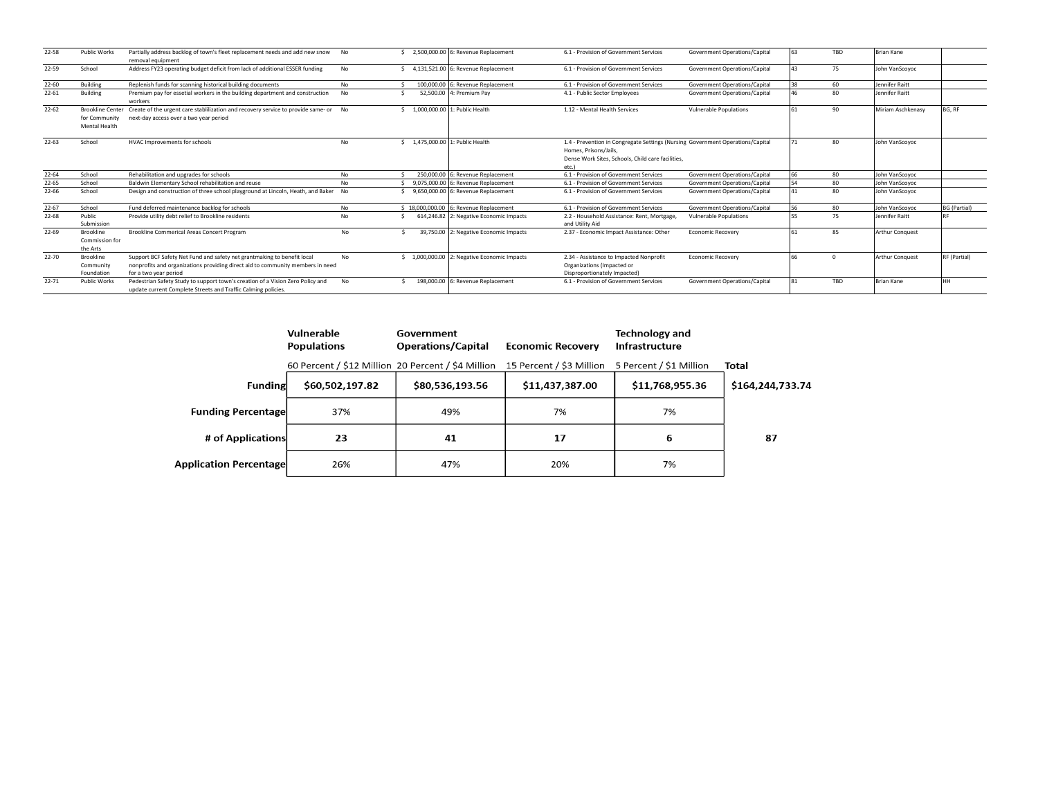| | | | | | | | | | | | |
|---|---|---|---|---|---|---|---|---|---|---|---|
| 22-58 | Public Works | Partially address backlog of town's fleet replacement needs and add new snow removal equipment | No | $ 2,500,000.00 | 6: Revenue Replacement | 6.1 - Provision of Government Services | Government Operations/Capital | 63 | TBD | Brian Kane | |
| 22-59 | School | Address FY23 operating budget deficit from lack of additional ESSER funding | No | $ 4,131,521.00 | 6: Revenue Replacement | 6.1 - Provision of Government Services | Government Operations/Capital | 43 | 75 | John VanScoyoc | |
| 22-60 | Building | Replenish funds for scanning historical building documents | No | $ 100,000.00 | 6: Revenue Replacement | 6.1 - Provision of Government Services | Government Operations/Capital | 38 | 60 | Jennifer Raitt | |
| 22-61 | Building | Premium pay for essetial workers in the building department and construction workers | No | $ 52,500.00 | 4: Premium Pay | 4.1 - Public Sector Employees | Government Operations/Capital | 46 | 80 | Jennifer Raitt | |
| 22-62 | Brookline Center for Community Mental Health | Create of the urgent care stablilization and recovery service to provide same- or next-day access over a two year period | No | $ 1,000,000.00 | 1: Public Health | 1.12 - Mental Health Services | Vulnerable Populations | 61 | 90 | Miriam Aschkenasy | BG, RF |
| 22-63 | School | HVAC Improvements for schools | No | $ 1,475,000.00 | 1: Public Health | 1.4 - Prevention in Congregate Settings (Nursing Homes, Prisons/Jails, Dense Work Sites, Schools, Child care facilities, etc.) | Government Operations/Capital | 71 | 80 | John VanScoyoc | |
| 22-64 | School | Rehabilitation and upgrades for schools | No | $ 250,000.00 | 6: Revenue Replacement | 6.1 - Provision of Government Services | Government Operations/Capital | 66 | 80 | John VanScoyoc | |
| 22-65 | School | Baldwin Elementary School rehabilitation and reuse | No | $ 9,075,000.00 | 6: Revenue Replacement | 6.1 - Provision of Government Services | Government Operations/Capital | 54 | 80 | John VanScoyoc | |
| 22-66 | School | Design and construction of three school playground at Lincoln, Heath, and Baker | No | $ 9,650,000.00 | 6: Revenue Replacement | 6.1 - Provision of Government Services | Government Operations/Capital | 41 | 80 | John VanScoyoc | |
| 22-67 | School | Fund deferred maintenance backlog for schools | No | $ 18,000,000.00 | 6: Revenue Replacement | 6.1 - Provision of Government Services | Government Operations/Capital | 56 | 80 | John VanScoyoc | BG (Partial) |
| 22-68 | Public Submission | Provide utility debt relief to Brookline residents | No | $ 614,246.82 | 2: Negative Economic Impacts | 2.2 - Household Assistance: Rent, Mortgage, and Utility Aid | Vulnerable Populations | 55 | 75 | Jennifer Raitt | RF |
| 22-69 | Brookline Commission for the Arts | Brookline Commerical Areas Concert Program | No | $ 39,750.00 | 2: Negative Economic Impacts | 2.37 - Economic Impact Assistance: Other | Economic Recovery | 61 | 85 | Arthur Conquest | |
| 22-70 | Brookline Community Foundation | Support BCF Safety Net Fund and safety net grantmaking to benefit local nonprofits and organizations providing direct aid to community members in need for a two year period | No | $ 1,000,000.00 | 2: Negative Economic Impacts | 2.34 - Assistance to Impacted Nonprofit Organizations (Impacted or Disproportionately Impacted) | Economic Recovery | 66 | 0 | Arthur Conquest | RF (Partial) |
| 22-71 | Public Works | Pedestrian Safety Study to support town's creation of a Vision Zero Policy and update current Complete Streets and Traffic Calming policies. | No | $ 198,000.00 | 6: Revenue Replacement | 6.1 - Provision of Government Services | Government Operations/Capital | 81 | TBD | Brian Kane | HH |

| | Vulnerable Populations | Government Operations/Capital | Economic Recovery | Technology and Infrastructure | |
|---|---|---|---|---|---|
| | 60 Percent / $12 Million | 20 Percent / $4 Million | 15 Percent / $3 Million | 5 Percent / $1 Million | **Total** |
| **Funding** | **$60,502,197.82** | **$80,536,193.56** | **$11,437,387.00** | **$11,768,955.36** | **$164,244,733.74** |
| **Funding Percentage** | 37% | 49% | 7% | 7% | |
| **# of Applications** | **23** | **41** | **17** | **6** | **87** |
| **Application Percentage** | 26% | 47% | 20% | 7% | |